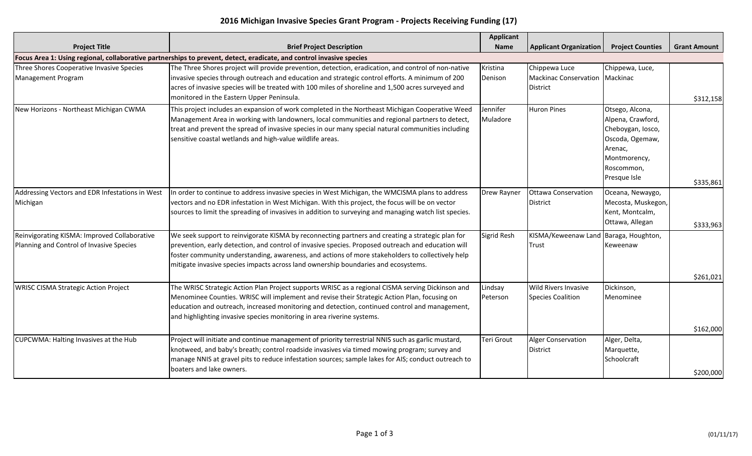# 2016 Michigan Invasive Species Grant Program - Projects Receiving Funding (17)

| Project Title | Brief Project Description | Applicant Name | Applicant Organization | Project Counties | Grant Amount |
|---|---|---|---|---|---|
| **Focus Area 1: Using regional, collaborative partnerships to prevent, detect, eradicate, and control invasive species** | | | | | |
| Three Shores Cooperative Invasive Species Management Program | The Three Shores project will provide prevention, detection, eradication, and control of non-native invasive species through outreach and education and strategic control efforts. A minimum of 200 acres of invasive species will be treated with 100 miles of shoreline and 1,500 acres surveyed and monitored in the Eastern Upper Peninsula. | Kristina Denison | Chippewa Luce Mackinac Conservation District | Chippewa, Luce, Mackinac | $312,158 |
| New Horizons - Northeast Michigan CWMA | This project includes an expansion of work completed in the Northeast Michigan Cooperative Weed Management Area in working with landowners, local communities and regional partners to detect, treat and prevent the spread of invasive species in our many special natural communities including sensitive coastal wetlands and high-value wildlife areas. | Jennifer Muladore | Huron Pines | Otsego, Alcona, Alpena, Crawford, Cheboygan, Iosco, Oscoda, Ogemaw, Arenac, Montmorency, Roscommon, Presque Isle | $335,861 |
| Addressing Vectors and EDR Infestations in West Michigan | In order to continue to address invasive species in West Michigan, the WMCISMA plans to address vectors and no EDR infestation in West Michigan. With this project, the focus will be on vector sources to limit the spreading of invasives in addition to surveying and managing watch list species. | Drew Rayner | Ottawa Conservation District | Oceana, Newaygo, Mecosta, Muskegon, Kent, Montcalm, Ottawa, Allegan | $333,963 |
| Reinvigorating KISMA: Improved Collaborative Planning and Control of Invasive Species | We seek support to reinvigorate KISMA by reconnecting partners and creating a strategic plan for prevention, early detection, and control of invasive species. Proposed outreach and education will foster community understanding, awareness, and actions of more stakeholders to collectively help mitigate invasive species impacts across land ownership boundaries and ecosystems. | Sigrid Resh | KISMA/Keweenaw Land Trust | Baraga, Houghton, Keweenaw | $261,021 |
| WRISC CISMA Strategic Action Project | The WRISC Strategic Action Plan Project supports WRISC as a regional CISMA serving Dickinson and Menominee Counties. WRISC will implement and revise their Strategic Action Plan, focusing on education and outreach, increased monitoring and detection, continued control and management, and highlighting invasive species monitoring in area riverine systems. | Lindsay Peterson | Wild Rivers Invasive Species Coalition | Dickinson, Menominee | $162,000 |
| CUPCWMA: Halting Invasives at the Hub | Project will initiate and continue management of priority terrestrial NNIS such as garlic mustard, knotweed, and baby's breath; control roadside invasives via timed mowing program; survey and manage NNIS at gravel pits to reduce infestation sources; sample lakes for AIS; conduct outreach to boaters and lake owners. | Teri Grout | Alger Conservation District | Alger, Delta, Marquette, Schoolcraft | $200,000 |

(01/11/17)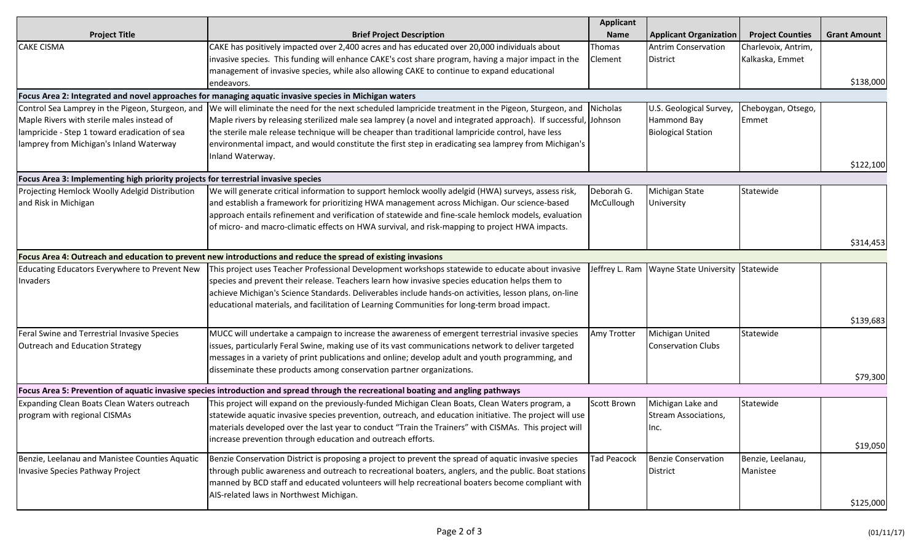| Project Title | Brief Project Description | Applicant Name | Applicant Organization | Project Counties | Grant Amount |
|---|---|---|---|---|---|
| CAKE CISMA | CAKE has positively impacted over 2,400 acres and has educated over 20,000 individuals about invasive species. This funding will enhance CAKE's cost share program, having a major impact in the management of invasive species, while also allowing CAKE to continue to expand educational endeavors. | Thomas Clement | Antrim Conservation District | Charlevoix, Antrim, Kalkaska, Emmet | $138,000 |
| **Focus Area 2: Integrated and novel approaches for managing aquatic invasive species in Michigan waters** | | | | | |
| Control Sea Lamprey in the Pigeon, Sturgeon, and Maple Rivers with sterile males instead of lampricide - Step 1 toward eradication of sea lamprey from Michigan's Inland Waterway | We will eliminate the need for the next scheduled lampricide treatment in the Pigeon, Sturgeon, and Maple rivers by releasing sterilized male sea lamprey (a novel and integrated approach). If successful, the sterile male release technique will be cheaper than traditional lampricide control, have less environmental impact, and would constitute the first step in eradicating sea lamprey from Michigan's Inland Waterway. | Nicholas Johnson | U.S. Geological Survey, Hammond Bay Biological Station | Cheboygan, Otsego, Emmet | $122,100 |
| **Focus Area 3: Implementing high priority projects for terrestrial invasive species** | | | | | |
| Projecting Hemlock Woolly Adelgid Distribution and Risk in Michigan | We will generate critical information to support hemlock woolly adelgid (HWA) surveys, assess risk, and establish a framework for prioritizing HWA management across Michigan. Our science-based approach entails refinement and verification of statewide and fine-scale hemlock models, evaluation of micro- and macro-climatic effects on HWA survival, and risk-mapping to project HWA impacts. | Deborah G. McCullough | Michigan State University | Statewide | $314,453 |
| **Focus Area 4: Outreach and education to prevent new introductions and reduce the spread of existing invasions** | | | | | |
| Educating Educators Everywhere to Prevent New Invaders | This project uses Teacher Professional Development workshops statewide to educate about invasive species and prevent their release. Teachers learn how invasive species education helps them to achieve Michigan's Science Standards. Deliverables include hands-on activities, lesson plans, on-line educational materials, and facilitation of Learning Communities for long-term broad impact. | Jeffrey L. Ram | Wayne State University | Statewide | $139,683 |
| Feral Swine and Terrestrial Invasive Species Outreach and Education Strategy | MUCC will undertake a campaign to increase the awareness of emergent terrestrial invasive species issues, particularly Feral Swine, making use of its vast communications network to deliver targeted messages in a variety of print publications and online; develop adult and youth programming, and disseminate these products among conservation partner organizations. | Amy Trotter | Michigan United Conservation Clubs | Statewide | $79,300 |
| **Focus Area 5: Prevention of aquatic invasive species introduction and spread through the recreational boating and angling pathways** | | | | | |
| Expanding Clean Boats Clean Waters outreach program with regional CISMAs | This project will expand on the previously-funded Michigan Clean Boats, Clean Waters program, a statewide aquatic invasive species prevention, outreach, and education initiative. The project will use materials developed over the last year to conduct "Train the Trainers" with CISMAs. This project will increase prevention through education and outreach efforts. | Scott Brown | Michigan Lake and Stream Associations, Inc. | Statewide | $19,050 |
| Benzie, Leelanau and Manistee Counties Aquatic Invasive Species Pathway Project | Benzie Conservation District is proposing a project to prevent the spread of aquatic invasive species through public awareness and outreach to recreational boaters, anglers, and the public. Boat stations manned by BCD staff and educated volunteers will help recreational boaters become compliant with AIS-related laws in Northwest Michigan. | Tad Peacock | Benzie Conservation District | Benzie, Leelanau, Manistee | $125,000 |

(01/11/17)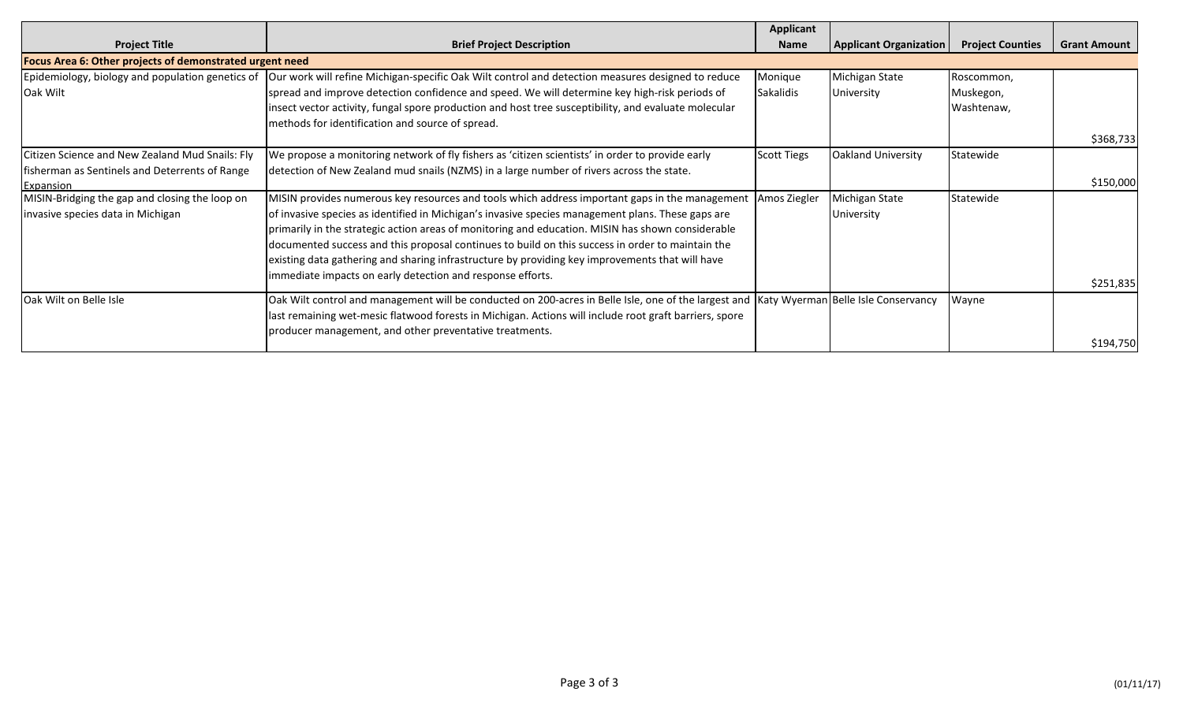| Project Title | Brief Project Description | Applicant Name | Applicant Organization | Project Counties | Grant Amount |
| --- | --- | --- | --- | --- | --- |
| **Focus Area 6: Other projects of demonstrated urgent need** | | | | | |
| Epidemiology, biology and population genetics of Oak Wilt | Our work will refine Michigan-specific Oak Wilt control and detection measures designed to reduce spread and improve detection confidence and speed. We will determine key high-risk periods of insect vector activity, fungal spore production and host tree susceptibility, and evaluate molecular methods for identification and source of spread. | Monique Sakalidis | Michigan State University | Roscommon, Muskegon, Washtenaw, | $368,733 |
| Citizen Science and New Zealand Mud Snails: Fly fisherman as Sentinels and Deterrents of Range Expansion | We propose a monitoring network of fly fishers as 'citizen scientists' in order to provide early detection of New Zealand mud snails (NZMS) in a large number of rivers across the state. | Scott Tiegs | Oakland University | Statewide | $150,000 |
| MISIN-Bridging the gap and closing the loop on invasive species data in Michigan | MISIN provides numerous key resources and tools which address important gaps in the management of invasive species as identified in Michigan's invasive species management plans. These gaps are primarily in the strategic action areas of monitoring and education. MISIN has shown considerable documented success and this proposal continues to build on this success in order to maintain the existing data gathering and sharing infrastructure by providing key improvements that will have immediate impacts on early detection and response efforts. | Amos Ziegler | Michigan State University | Statewide | $251,835 |
| Oak Wilt on Belle Isle | Oak Wilt control and management will be conducted on 200-acres in Belle Isle, one of the largest and last remaining wet-mesic flatwood forests in Michigan. Actions will include root graft barriers, spore producer management, and other preventative treatments. | Katy Wyerman | Belle Isle Conservancy | Wayne | $194,750 |

(01/11/17)